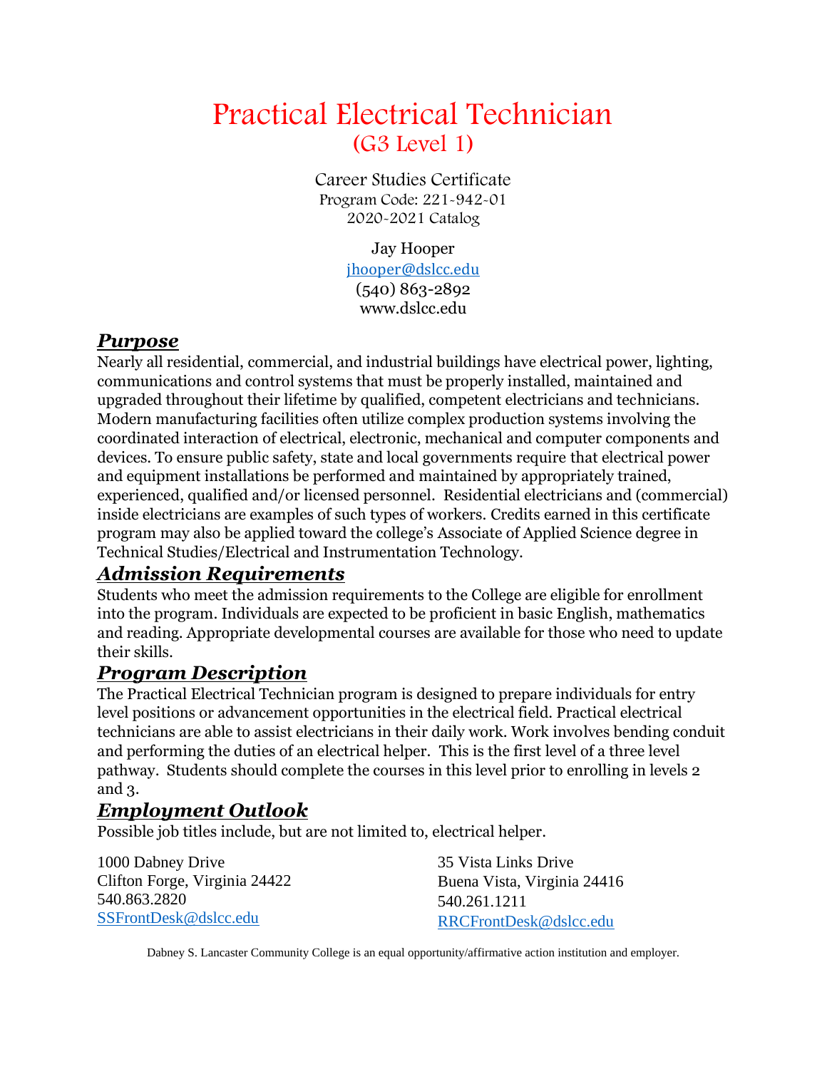# Practical Electrical Technician
## (G3 Level 1)

Career Studies Certificate
Program Code: 221-942-01
2020-2021 Catalog

Jay Hooper
jhooper@dslcc.edu
(540) 863-2892
www.dslcc.edu

## ***Purpose***

Nearly all residential, commercial, and industrial buildings have electrical power, lighting, communications and control systems that must be properly installed, maintained and upgraded throughout their lifetime by qualified, competent electricians and technicians. Modern manufacturing facilities often utilize complex production systems involving the coordinated interaction of electrical, electronic, mechanical and computer components and devices. To ensure public safety, state and local governments require that electrical power and equipment installations be performed and maintained by appropriately trained, experienced, qualified and/or licensed personnel. Residential electricians and (commercial) inside electricians are examples of such types of workers. Credits earned in this certificate program may also be applied toward the college's Associate of Applied Science degree in Technical Studies/Electrical and Instrumentation Technology.

## ***Admission Requirements***

Students who meet the admission requirements to the College are eligible for enrollment into the program. Individuals are expected to be proficient in basic English, mathematics and reading. Appropriate developmental courses are available for those who need to update their skills.

## ***Program Description***

The Practical Electrical Technician program is designed to prepare individuals for entry level positions or advancement opportunities in the electrical field. Practical electrical technicians are able to assist electricians in their daily work. Work involves bending conduit and performing the duties of an electrical helper. This is the first level of a three level pathway. Students should complete the courses in this level prior to enrolling in levels 2 and 3.

## ***Employment Outlook***

Possible job titles include, but are not limited to, electrical helper.

1000 Dabney Drive
Clifton Forge, Virginia 24422
540.863.2820
SSFrontDesk@dslcc.edu

35 Vista Links Drive
Buena Vista, Virginia 24416
540.261.1211
RRCFrontDesk@dslcc.edu

Dabney S. Lancaster Community College is an equal opportunity/affirmative action institution and employer.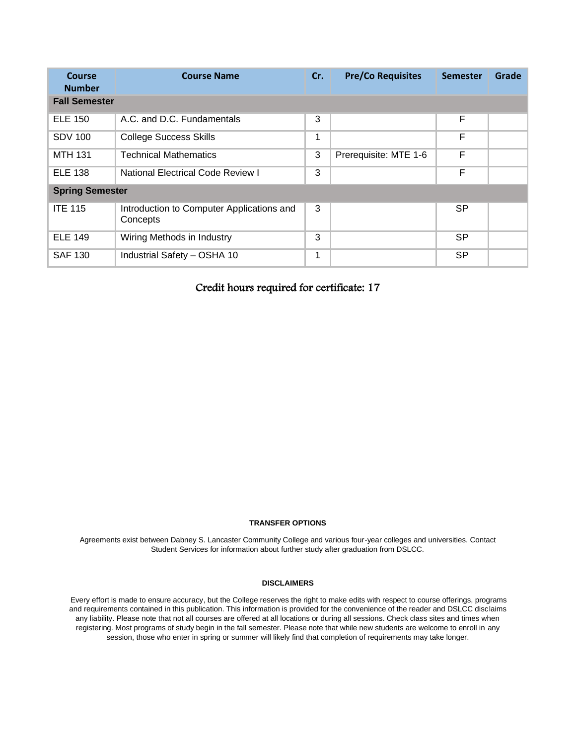| Course Number | Course Name | Cr. | Pre/Co Requisites | Semester | Grade |
|---|---|---|---|---|---|
| **Fall Semester** | | | | | |
| ELE 150 | A.C. and D.C. Fundamentals | 3 | | F | |
| SDV 100 | College Success Skills | 1 | | F | |
| MTH 131 | Technical Mathematics | 3 | Prerequisite: MTE 1-6 | F | |
| ELE 138 | National Electrical Code Review I | 3 | | F | |
| **Spring Semester** | | | | | |
| ITE 115 | Introduction to Computer Applications and Concepts | 3 | | SP | |
| ELE 149 | Wiring Methods in Industry | 3 | | SP | |
| SAF 130 | Industrial Safety – OSHA 10 | 1 | | SP | |

Credit hours required for certificate: 17

**TRANSFER OPTIONS**

Agreements exist between Dabney S. Lancaster Community College and various four-year colleges and universities. Contact Student Services for information about further study after graduation from DSLCC.

**DISCLAIMERS**

Every effort is made to ensure accuracy, but the College reserves the right to make edits with respect to course offerings, programs and requirements contained in this publication. This information is provided for the convenience of the reader and DSLCC disclaims any liability. Please note that not all courses are offered at all locations or during all sessions. Check class sites and times when registering. Most programs of study begin in the fall semester. Please note that while new students are welcome to enroll in any session, those who enter in spring or summer will likely find that completion of requirements may take longer.